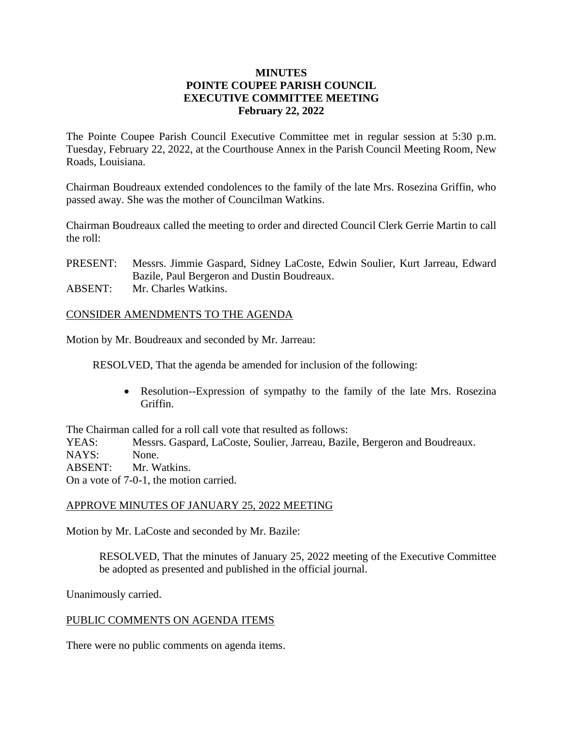**MINUTES**
**POINTE COUPEE PARISH COUNCIL**
**EXECUTIVE COMMITTEE MEETING**
**February 22, 2022**

The Pointe Coupee Parish Council Executive Committee met in regular session at 5:30 p.m. Tuesday, February 22, 2022, at the Courthouse Annex in the Parish Council Meeting Room, New Roads, Louisiana.

Chairman Boudreaux extended condolences to the family of the late Mrs. Rosezina Griffin, who passed away. She was the mother of Councilman Watkins.

Chairman Boudreaux called the meeting to order and directed Council Clerk Gerrie Martin to call the roll:

PRESENT: Messrs. Jimmie Gaspard, Sidney LaCoste, Edwin Soulier, Kurt Jarreau, Edward Bazile, Paul Bergeron and Dustin Boudreaux.
ABSENT: Mr. Charles Watkins.

CONSIDER AMENDMENTS TO THE AGENDA

Motion by Mr. Boudreaux and seconded by Mr. Jarreau:

RESOLVED, That the agenda be amended for inclusion of the following:

- Resolution--Expression of sympathy to the family of the late Mrs. Rosezina Griffin.

The Chairman called for a roll call vote that resulted as follows:
YEAS: Messrs. Gaspard, LaCoste, Soulier, Jarreau, Bazile, Bergeron and Boudreaux.
NAYS: None.
ABSENT: Mr. Watkins.
On a vote of 7-0-1, the motion carried.

APPROVE MINUTES OF JANUARY 25, 2022 MEETING

Motion by Mr. LaCoste and seconded by Mr. Bazile:

RESOLVED, That the minutes of January 25, 2022 meeting of the Executive Committee be adopted as presented and published in the official journal.

Unanimously carried.

PUBLIC COMMENTS ON AGENDA ITEMS

There were no public comments on agenda items.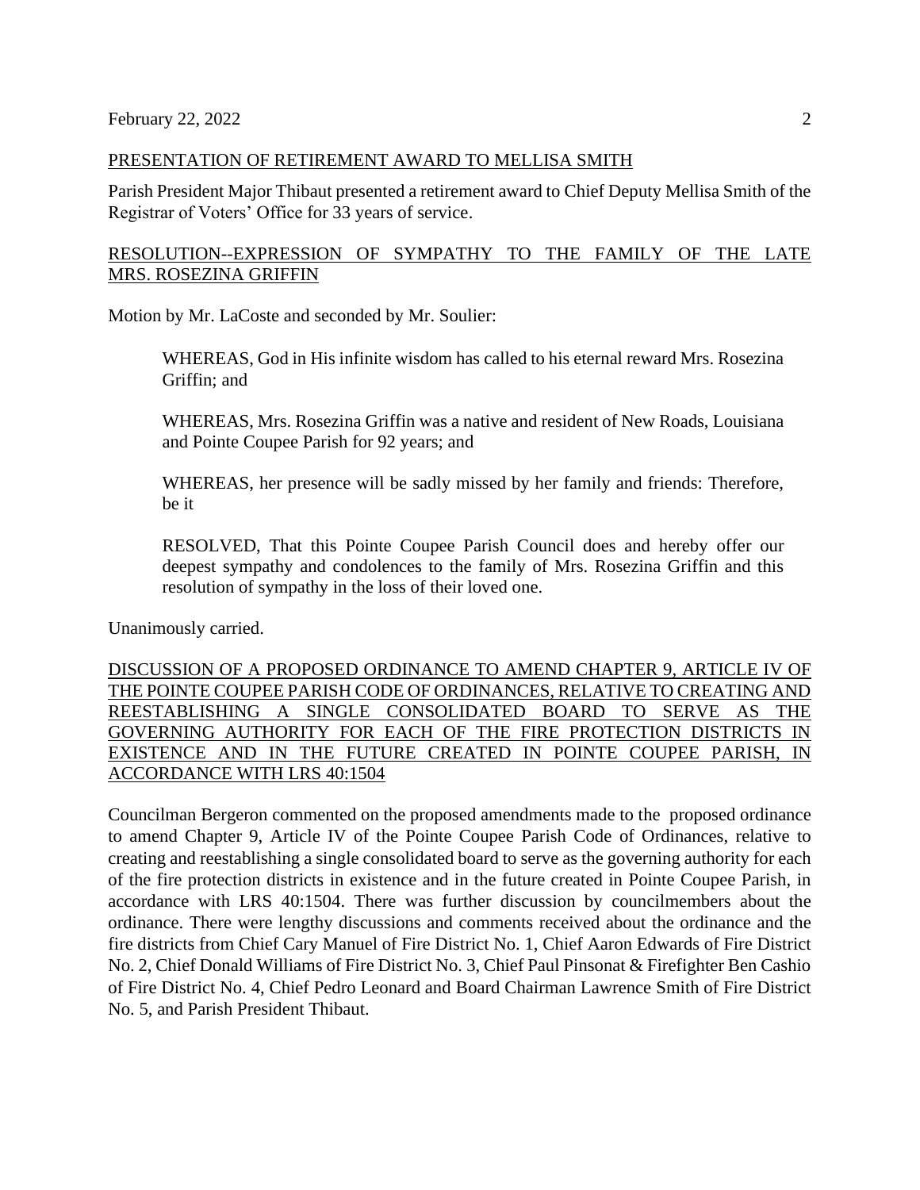PRESENTATION OF RETIREMENT AWARD TO MELLISA SMITH

Parish President Major Thibaut presented a retirement award to Chief Deputy Mellisa Smith of the Registrar of Voters' Office for 33 years of service.

RESOLUTION--EXPRESSION OF SYMPATHY TO THE FAMILY OF THE LATE MRS. ROSEZINA GRIFFIN

Motion by Mr. LaCoste and seconded by Mr. Soulier:

> WHEREAS, God in His infinite wisdom has called to his eternal reward Mrs. Rosezina Griffin; and
>
> WHEREAS, Mrs. Rosezina Griffin was a native and resident of New Roads, Louisiana and Pointe Coupee Parish for 92 years; and
>
> WHEREAS, her presence will be sadly missed by her family and friends: Therefore, be it
>
> RESOLVED, That this Pointe Coupee Parish Council does and hereby offer our deepest sympathy and condolences to the family of Mrs. Rosezina Griffin and this resolution of sympathy in the loss of their loved one.

Unanimously carried.

DISCUSSION OF A PROPOSED ORDINANCE TO AMEND CHAPTER 9, ARTICLE IV OF THE POINTE COUPEE PARISH CODE OF ORDINANCES, RELATIVE TO CREATING AND REESTABLISHING A SINGLE CONSOLIDATED BOARD TO SERVE AS THE GOVERNING AUTHORITY FOR EACH OF THE FIRE PROTECTION DISTRICTS IN EXISTENCE AND IN THE FUTURE CREATED IN POINTE COUPEE PARISH, IN ACCORDANCE WITH LRS 40:1504

Councilman Bergeron commented on the proposed amendments made to the proposed ordinance to amend Chapter 9, Article IV of the Pointe Coupee Parish Code of Ordinances, relative to creating and reestablishing a single consolidated board to serve as the governing authority for each of the fire protection districts in existence and in the future created in Pointe Coupee Parish, in accordance with LRS 40:1504. There was further discussion by councilmembers about the ordinance. There were lengthy discussions and comments received about the ordinance and the fire districts from Chief Cary Manuel of Fire District No. 1, Chief Aaron Edwards of Fire District No. 2, Chief Donald Williams of Fire District No. 3, Chief Paul Pinsonat & Firefighter Ben Cashio of Fire District No. 4, Chief Pedro Leonard and Board Chairman Lawrence Smith of Fire District No. 5, and Parish President Thibaut.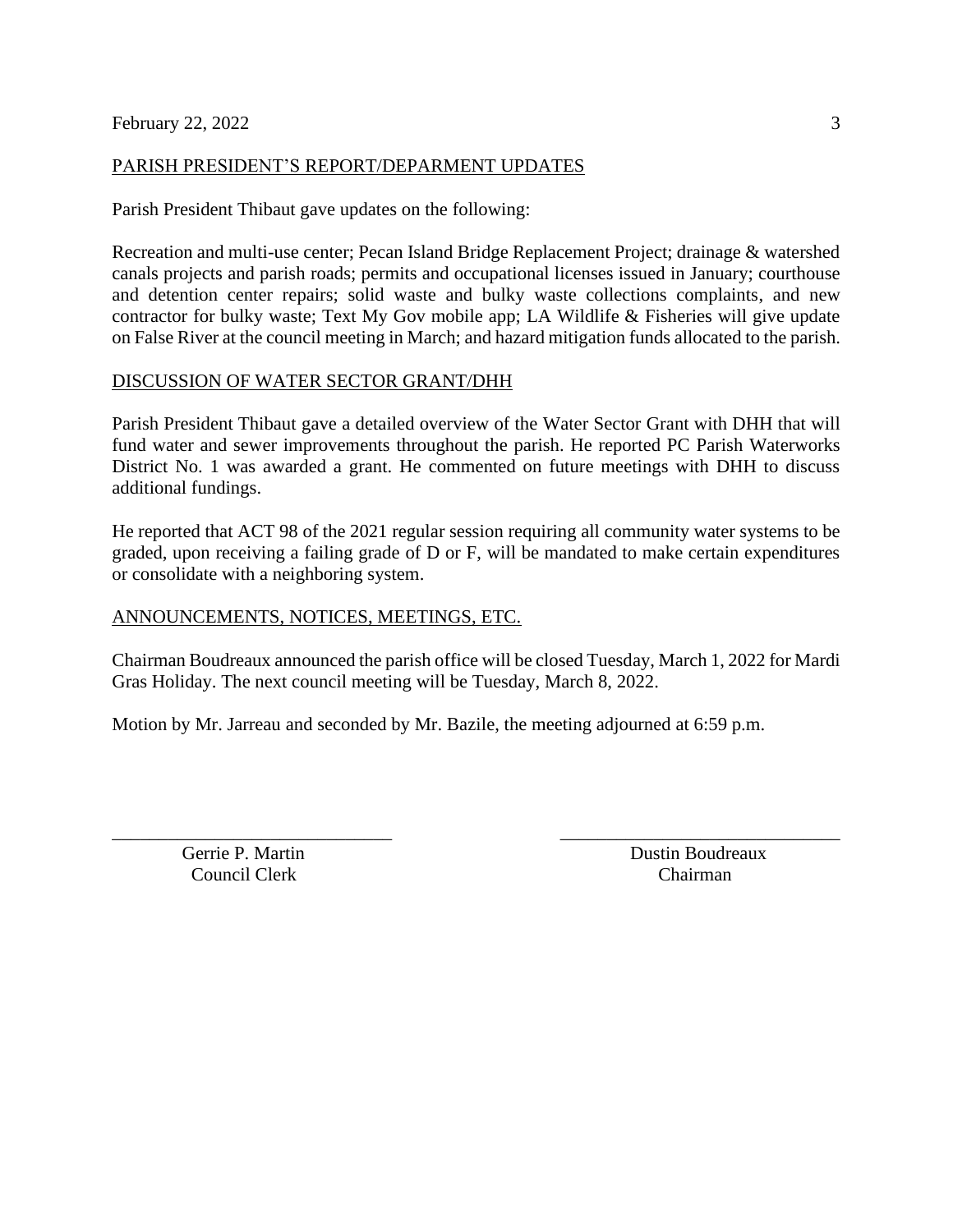## PARISH PRESIDENT'S REPORT/DEPARMENT UPDATES

Parish President Thibaut gave updates on the following:

Recreation and multi-use center; Pecan Island Bridge Replacement Project; drainage & watershed canals projects and parish roads; permits and occupational licenses issued in January; courthouse and detention center repairs; solid waste and bulky waste collections complaints, and new contractor for bulky waste; Text My Gov mobile app; LA Wildlife & Fisheries will give update on False River at the council meeting in March; and hazard mitigation funds allocated to the parish.

## DISCUSSION OF WATER SECTOR GRANT/DHH

Parish President Thibaut gave a detailed overview of the Water Sector Grant with DHH that will fund water and sewer improvements throughout the parish. He reported PC Parish Waterworks District No. 1 was awarded a grant. He commented on future meetings with DHH to discuss additional fundings.

He reported that ACT 98 of the 2021 regular session requiring all community water systems to be graded, upon receiving a failing grade of D or F, will be mandated to make certain expenditures or consolidate with a neighboring system.

## ANNOUNCEMENTS, NOTICES, MEETINGS, ETC.

Chairman Boudreaux announced the parish office will be closed Tuesday, March 1, 2022 for Mardi Gras Holiday. The next council meeting will be Tuesday, March 8, 2022.

Motion by Mr. Jarreau and seconded by Mr. Bazile, the meeting adjourned at 6:59 p.m.

\_\_\_\_\_\_\_\_\_\_\_\_\_\_\_\_\_\_\_\_\_\_\_\_\_\_\_\_\_\_
Gerrie P. Martin
Council Clerk

\_\_\_\_\_\_\_\_\_\_\_\_\_\_\_\_\_\_\_\_\_\_\_\_\_\_\_\_\_\_
Dustin Boudreaux
Chairman